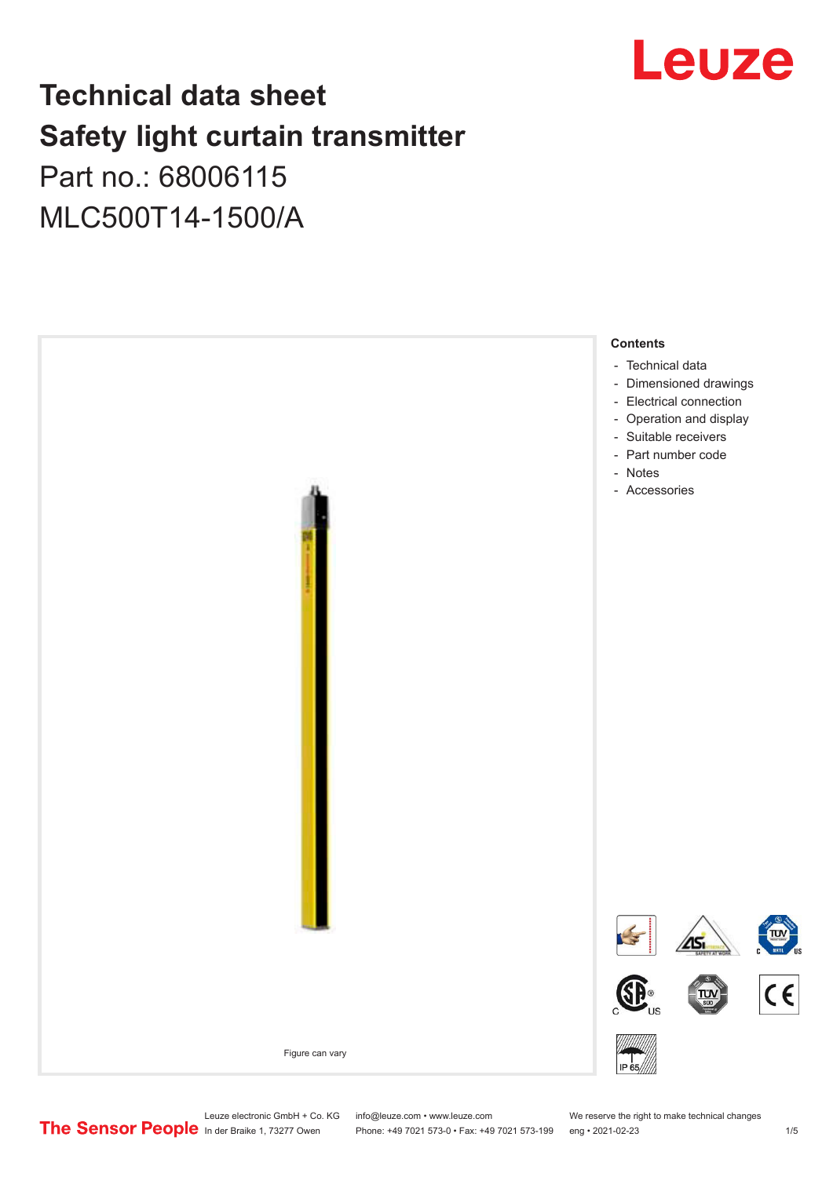# Technical data sheet
# Safety light curtain transmitter

Part no.: 68006115

MLC500T14-1500/A

Figure can vary

**Contents**

- Technical data
- Dimensioned drawings
- Electrical connection
- Operation and display
- Suitable receivers
- Part number code
- Notes
- Accessories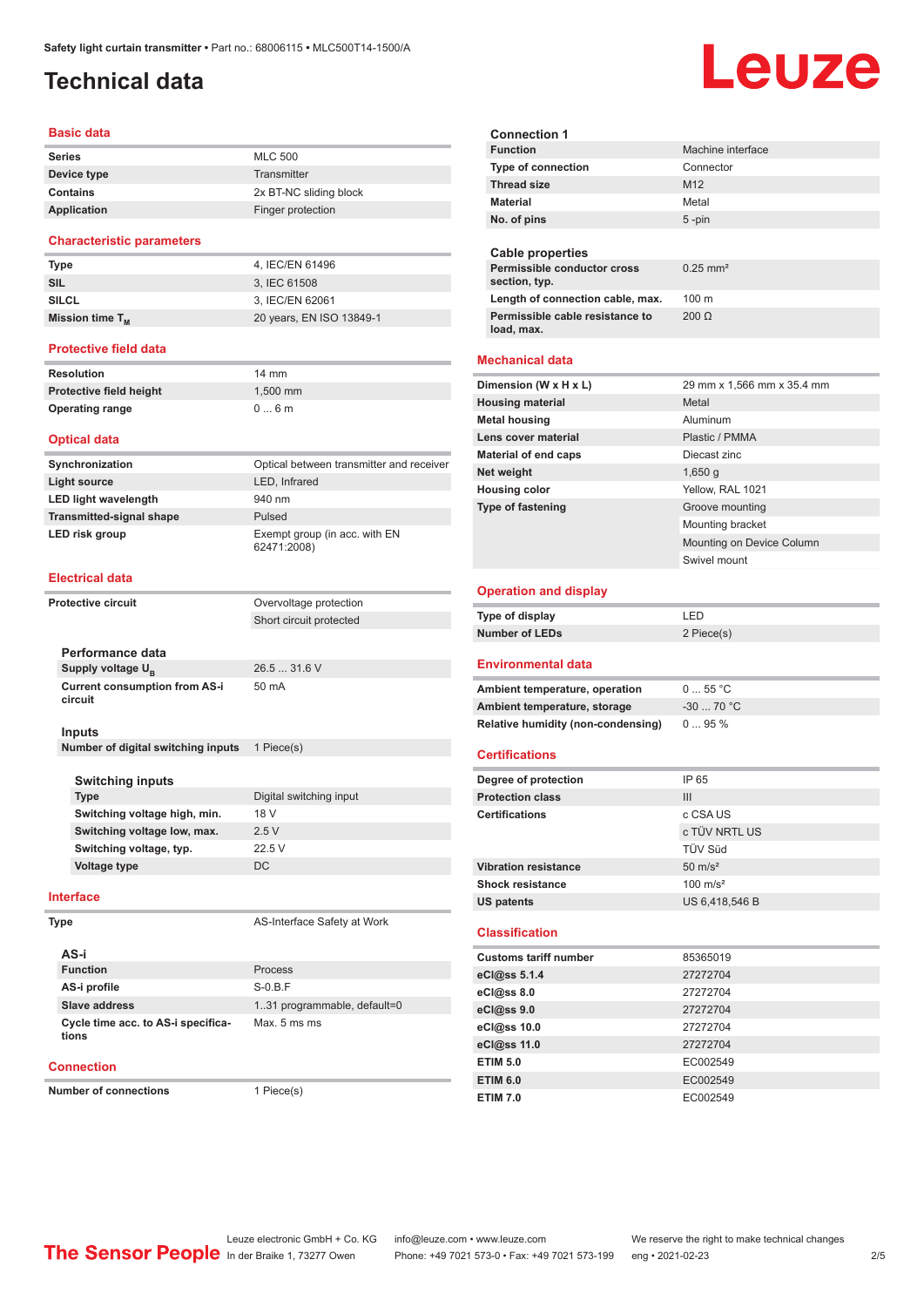# Technical data

## Basic data

| | |
|---|---|
| **Series** | MLC 500 |
| **Device type** | Transmitter |
| **Contains** | 2x BT-NC sliding block |
| **Application** | Finger protection |

## Characteristic parameters

| | |
|---|---|
| **Type** | 4, IEC/EN 61496 |
| **SIL** | 3, IEC 61508 |
| **SILCL** | 3, IEC/EN 62061 |
| **Mission time $T_M$** | 20 years, EN ISO 13849-1 |

## Protective field data

| | |
|---|---|
| **Resolution** | 14 mm |
| **Protective field height** | 1,500 mm |
| **Operating range** | 0 ... 6 m |

## Optical data

| | |
|---|---|
| **Synchronization** | Optical between transmitter and receiver |
| **Light source** | LED, Infrared |
| **LED light wavelength** | 940 nm |
| **Transmitted-signal shape** | Pulsed |
| **LED risk group** | Exempt group (in acc. with EN 62471:2008) |

## Electrical data

| | |
|---|---|
| **Protective circuit** | Overvoltage protection |
| | Short circuit protected |

### Performance data

| | |
|---|---|
| **Supply voltage $U_B$** | 26.5 ... 31.6 V |
| **Current consumption from AS-i circuit** | 50 mA |

### Inputs

| | |
|---|---|
| **Number of digital switching inputs** | 1 Piece(s) |

#### Switching inputs

| | |
|---|---|
| **Type** | Digital switching input |
| **Switching voltage high, min.** | 18 V |
| **Switching voltage low, max.** | 2.5 V |
| **Switching voltage, typ.** | 22.5 V |
| **Voltage type** | DC |

## Interface

| | |
|---|---|
| **Type** | AS-Interface Safety at Work |

### AS-i

| | |
|---|---|
| **Function** | Process |
| **AS-i profile** | S-0.B.F |
| **Slave address** | 1..31 programmable, default=0 |
| **Cycle time acc. to AS-i specifica-tions** | Max. 5 ms ms |

## Connection

| | |
|---|---|
| **Number of connections** | 1 Piece(s) |

### Connection 1

| | |
|---|---|
| **Function** | Machine interface |
| **Type of connection** | Connector |
| **Thread size** | M12 |
| **Material** | Metal |
| **No. of pins** | 5 -pin |

### Cable properties

| | |
|---|---|
| **Permissible conductor cross section, typ.** | 0.25 mm² |
| **Length of connection cable, max.** | 100 m |
| **Permissible cable resistance to load, max.** | 200 Ω |

## Mechanical data

| | |
|---|---|
| **Dimension (W x H x L)** | 29 mm x 1,566 mm x 35.4 mm |
| **Housing material** | Metal |
| **Metal housing** | Aluminum |
| **Lens cover material** | Plastic / PMMA |
| **Material of end caps** | Diecast zinc |
| **Net weight** | 1,650 g |
| **Housing color** | Yellow, RAL 1021 |
| **Type of fastening** | Groove mounting |
| | Mounting bracket |
| | Mounting on Device Column |
| | Swivel mount |

## Operation and display

| | |
|---|---|
| **Type of display** | LED |
| **Number of LEDs** | 2 Piece(s) |

## Environmental data

| | |
|---|---|
| **Ambient temperature, operation** | 0 ... 55 °C |
| **Ambient temperature, storage** | -30 ... 70 °C |
| **Relative humidity (non-condensing)** | 0 ... 95 % |

## Certifications

| | |
|---|---|
| **Degree of protection** | IP 65 |
| **Protection class** | III |
| **Certifications** | c CSA US |
| | c TÜV NRTL US |
| | TÜV Süd |
| **Vibration resistance** | 50 m/s² |
| **Shock resistance** | 100 m/s² |
| **US patents** | US 6,418,546 B |

## Classification

| | |
|---|---|
| **Customs tariff number** | 85365019 |
| **eCl@ss 5.1.4** | 27272704 |
| **eCl@ss 8.0** | 27272704 |
| **eCl@ss 9.0** | 27272704 |
| **eCl@ss 10.0** | 27272704 |
| **eCl@ss 11.0** | 27272704 |
| **ETIM 5.0** | EC002549 |
| **ETIM 6.0** | EC002549 |
| **ETIM 7.0** | EC002549 |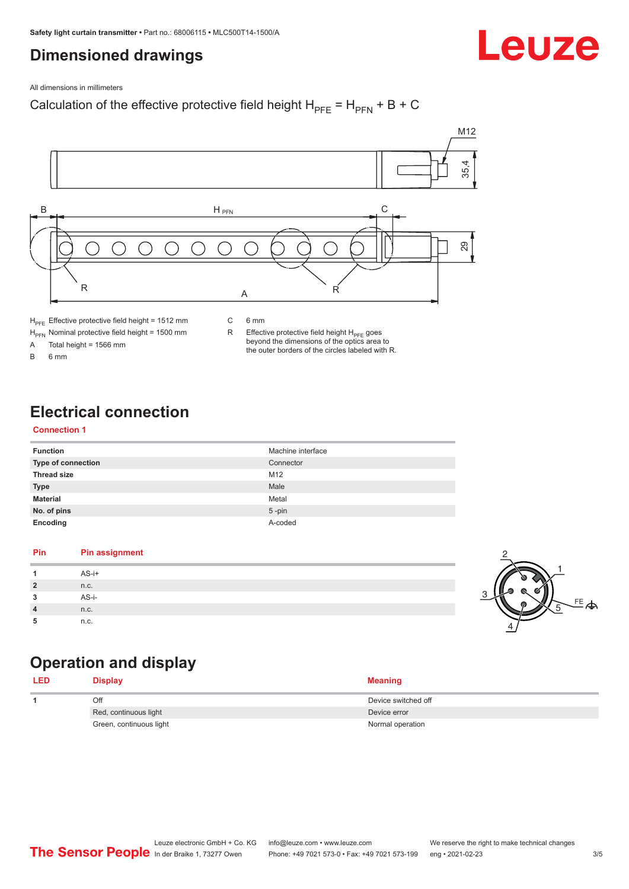# Dimensioned drawings

All dimensions in millimeters

Calculation of the effective protective field height $H_{PFE} = H_{PFN} + B + C$

$H_{PFE}$ Effective protective field height = 1512 mm

$H_{PFN}$ Nominal protective field height = 1500 mm

A Total height = 1566 mm

B 6 mm

C 6 mm

R Effective protective field height $H_{PFE}$ goes beyond the dimensions of the optics area to the outer borders of the circles labeled with R.

# Electrical connection

## Connection 1

| | |
|---|---|
| **Function** | Machine interface |
| **Type of connection** | Connector |
| **Thread size** | M12 |
| **Type** | Male |
| **Material** | Metal |
| **No. of pins** | 5 -pin |
| **Encoding** | A-coded |

| Pin | Pin assignment |
|---|---|
| **1** | AS-i+ |
| **2** | n.c. |
| **3** | AS-i- |
| **4** | n.c. |
| **5** | n.c. |

# Operation and display

| LED | Display | Meaning |
|---|---|---|
| **1** | Off | Device switched off |
| | Red, continuous light | Device error |
| | Green, continuous light | Normal operation |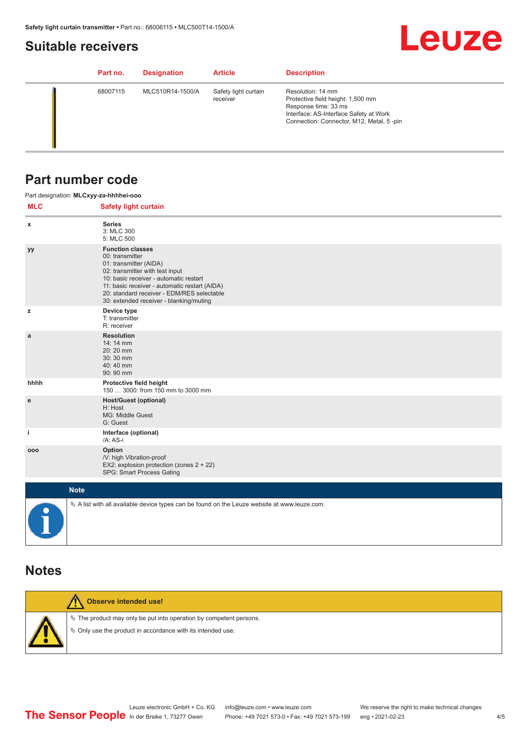## Suitable receivers

| | Part no. | Designation | Article | Description |
|---|---|---|---|---|
| | 68007115 | MLC510R14-1500/A | Safety light curtain receiver | Resolution: 14 mm<br>Protective field height: 1,500 mm<br>Response time: 33 ms<br>Interface: AS-Interface Safety at Work<br>Connection: Connector, M12, Metal, 5 -pin |

## Part number code

Part designation: **MLCxyy-za-hhhhei-ooo**

| MLC | Safety light curtain |
|---|---|
| x | **Series**<br>3: MLC 300<br>5: MLC 500 |
| yy | **Function classes**<br>00: transmitter<br>01: transmitter (AIDA)<br>02: transmitter with test input<br>10: basic receiver - automatic restart<br>11: basic receiver - automatic restart (AIDA)<br>20: standard receiver - EDM/RES selectable<br>30: extended receiver - blanking/muting |
| z | **Device type**<br>T: transmitter<br>R: receiver |
| a | **Resolution**<br>14: 14 mm<br>20: 20 mm<br>30: 30 mm<br>40: 40 mm<br>90: 90 mm |
| hhhh | **Protective field height**<br>150 … 3000: from 150 mm to 3000 mm |
| e | **Host/Guest (optional)**<br>H: Host<br>MG: Middle Guest<br>G: Guest |
| i | **Interface (optional)**<br>/A: AS-i |
| ooo | **Option**<br>/V: high Vibration-proof<br>EX2: explosion protection (zones 2 + 22)<br>SPG: Smart Process Gating |

**Note**

↳ A list with all available device types can be found on the Leuze website at www.leuze.com.

## Notes

**Observe intended use!**

↳ The product may only be put into operation by competent persons.

↳ Only use the product in accordance with its intended use.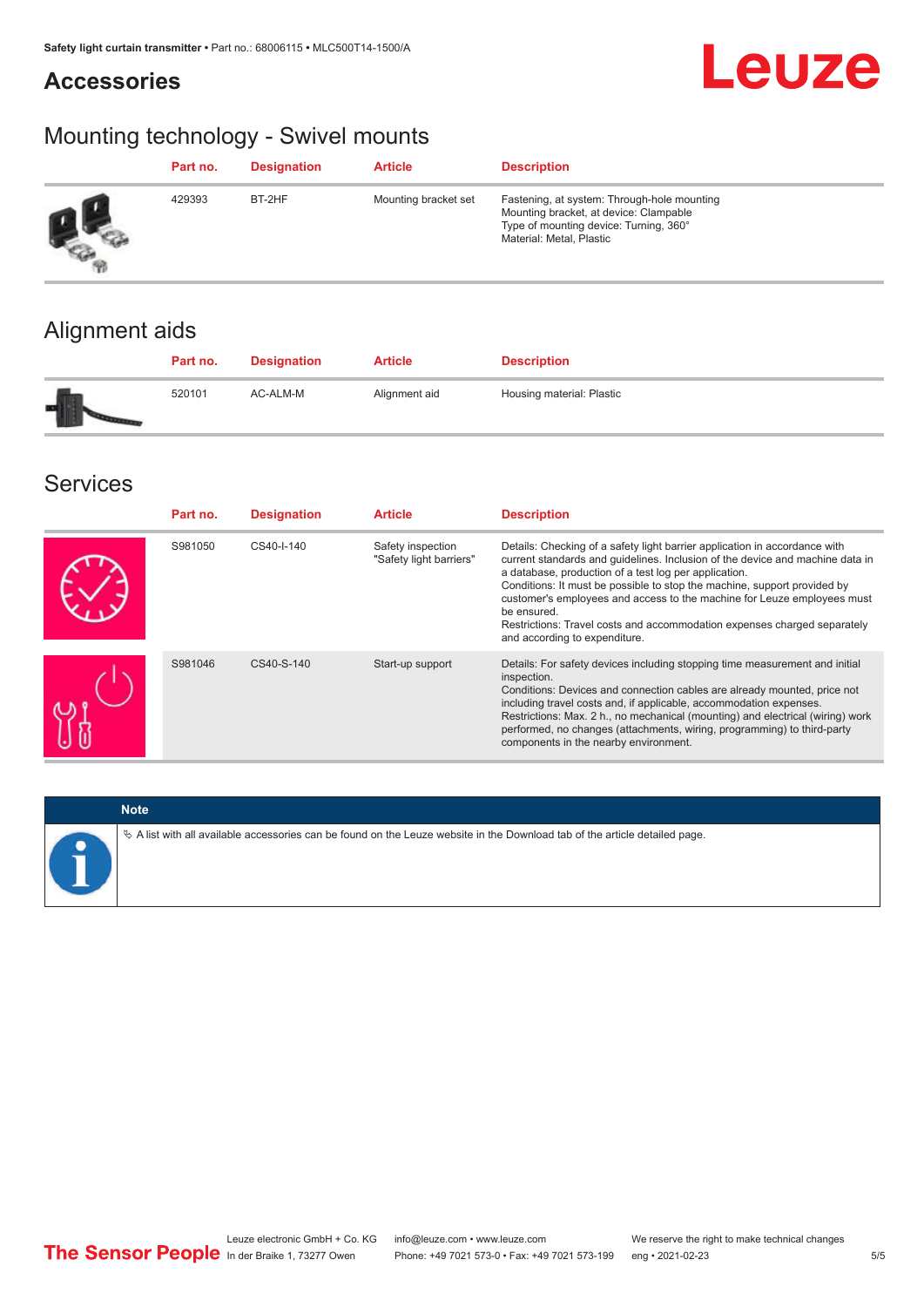## Accessories

### Mounting technology - Swivel mounts

| | Part no. | Designation | Article | Description |
|---|---|---|---|---|
| | 429393 | BT-2HF | Mounting bracket set | Fastening, at system: Through-hole mounting<br>Mounting bracket, at device: Clampable<br>Type of mounting device: Turning, 360°<br>Material: Metal, Plastic |

### Alignment aids

| | Part no. | Designation | Article | Description |
|---|---|---|---|---|
| | 520101 | AC-ALM-M | Alignment aid | Housing material: Plastic |

### Services

| | Part no. | Designation | Article | Description |
|---|---|---|---|---|
| | S981050 | CS40-I-140 | Safety inspection "Safety light barriers" | Details: Checking of a safety light barrier application in accordance with current standards and guidelines. Inclusion of the device and machine data in a database, production of a test log per application.<br>Conditions: It must be possible to stop the machine, support provided by customer's employees and access to the machine for Leuze employees must be ensured.<br>Restrictions: Travel costs and accommodation expenses charged separately and according to expenditure. |
| | S981046 | CS40-S-140 | Start-up support | Details: For safety devices including stopping time measurement and initial inspection.<br>Conditions: Devices and connection cables are already mounted, price not including travel costs and, if applicable, accommodation expenses.<br>Restrictions: Max. 2 h., no mechanical (mounting) and electrical (wiring) work performed, no changes (attachments, wiring, programming) to third-party components in the nearby environment. |

**Note**

↳ A list with all available accessories can be found on the Leuze website in the Download tab of the article detailed page.